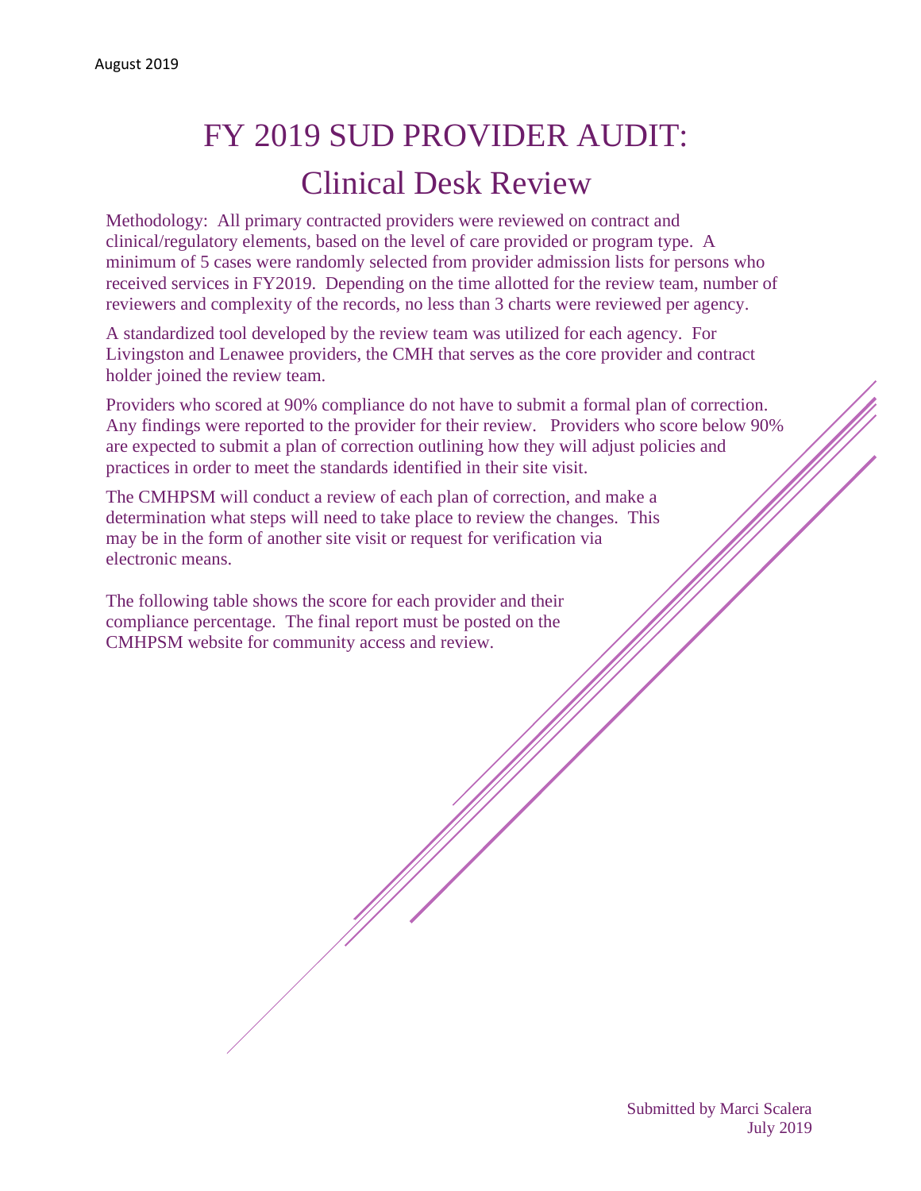August 2019

# FY 2019 SUD PROVIDER AUDIT:
# Clinical Desk Review

Methodology: All primary contracted providers were reviewed on contract and clinical/regulatory elements, based on the level of care provided or program type. A minimum of 5 cases were randomly selected from provider admission lists for persons who received services in FY2019. Depending on the time allotted for the review team, number of reviewers and complexity of the records, no less than 3 charts were reviewed per agency.

A standardized tool developed by the review team was utilized for each agency. For Livingston and Lenawee providers, the CMH that serves as the core provider and contract holder joined the review team.

Providers who scored at 90% compliance do not have to submit a formal plan of correction. Any findings were reported to the provider for their review. Providers who score below 90% are expected to submit a plan of correction outlining how they will adjust policies and practices in order to meet the standards identified in their site visit.

The CMHPSM will conduct a review of each plan of correction, and make a determination what steps will need to take place to review the changes. This may be in the form of another site visit or request for verification via electronic means.

The following table shows the score for each provider and their compliance percentage. The final report must be posted on the CMHPSM website for community access and review.

Submitted by Marci Scalera
July 2019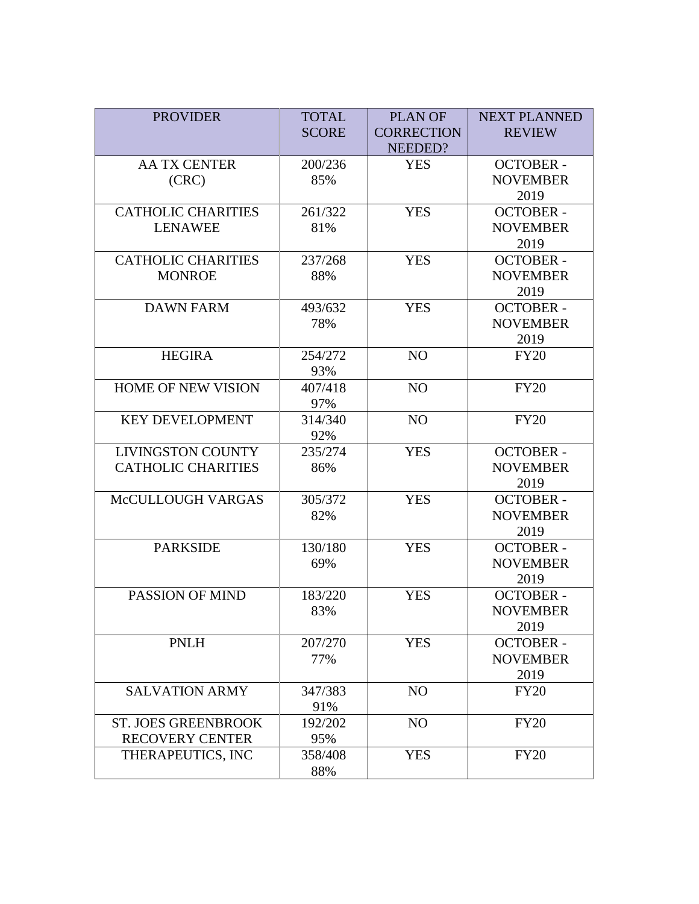| PROVIDER | TOTAL SCORE | PLAN OF CORRECTION NEEDED? | NEXT PLANNED REVIEW |
|---|---|---|---|
| AA TX CENTER (CRC) | 200/236 85% | YES | OCTOBER - NOVEMBER 2019 |
| CATHOLIC CHARITIES LENAWEE | 261/322 81% | YES | OCTOBER - NOVEMBER 2019 |
| CATHOLIC CHARITIES MONROE | 237/268 88% | YES | OCTOBER - NOVEMBER 2019 |
| DAWN FARM | 493/632 78% | YES | OCTOBER - NOVEMBER 2019 |
| HEGIRA | 254/272 93% | NO | FY20 |
| HOME OF NEW VISION | 407/418 97% | NO | FY20 |
| KEY DEVELOPMENT | 314/340 92% | NO | FY20 |
| LIVINGSTON COUNTY CATHOLIC CHARITIES | 235/274 86% | YES | OCTOBER - NOVEMBER 2019 |
| McCULLOUGH VARGAS | 305/372 82% | YES | OCTOBER - NOVEMBER 2019 |
| PARKSIDE | 130/180 69% | YES | OCTOBER - NOVEMBER 2019 |
| PASSION OF MIND | 183/220 83% | YES | OCTOBER - NOVEMBER 2019 |
| PNLH | 207/270 77% | YES | OCTOBER - NOVEMBER 2019 |
| SALVATION ARMY | 347/383 91% | NO | FY20 |
| ST. JOES GREENBROOK RECOVERY CENTER | 192/202 95% | NO | FY20 |
| THERAPEUTICS, INC | 358/408 88% | YES | FY20 |